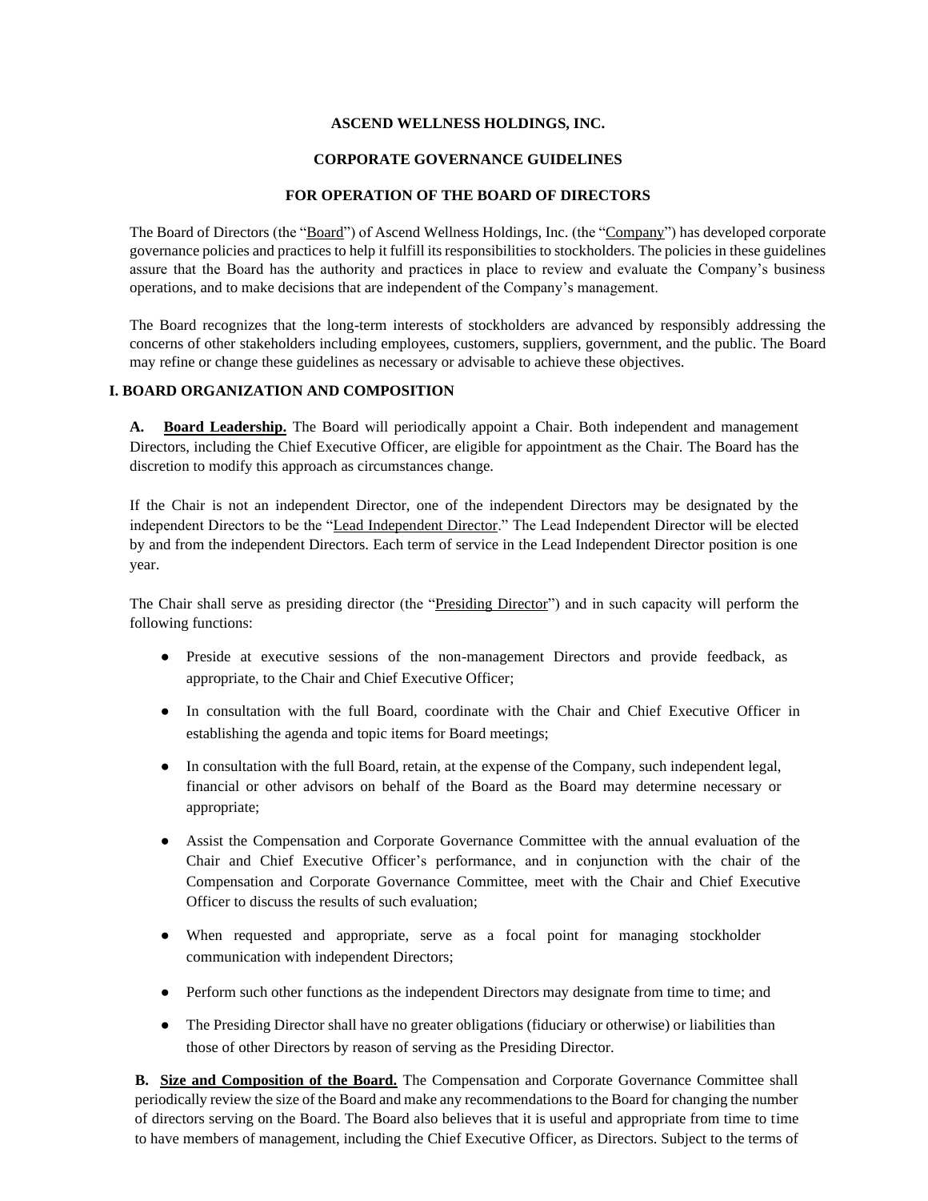# ASCEND WELLNESS HOLDINGS, INC.

## CORPORATE GOVERNANCE GUIDELINES

## FOR OPERATION OF THE BOARD OF DIRECTORS

The Board of Directors (the "Board") of Ascend Wellness Holdings, Inc. (the "Company") has developed corporate governance policies and practices to help it fulfill its responsibilities to stockholders. The policies in these guidelines assure that the Board has the authority and practices in place to review and evaluate the Company's business operations, and to make decisions that are independent of the Company's management.

The Board recognizes that the long-term interests of stockholders are advanced by responsibly addressing the concerns of other stakeholders including employees, customers, suppliers, government, and the public. The Board may refine or change these guidelines as necessary or advisable to achieve these objectives.

## I. BOARD ORGANIZATION AND COMPOSITION

**A. Board Leadership.** The Board will periodically appoint a Chair. Both independent and management Directors, including the Chief Executive Officer, are eligible for appointment as the Chair. The Board has the discretion to modify this approach as circumstances change.

If the Chair is not an independent Director, one of the independent Directors may be designated by the independent Directors to be the "Lead Independent Director." The Lead Independent Director will be elected by and from the independent Directors. Each term of service in the Lead Independent Director position is one year.

The Chair shall serve as presiding director (the "Presiding Director") and in such capacity will perform the following functions:

- Preside at executive sessions of the non-management Directors and provide feedback, as appropriate, to the Chair and Chief Executive Officer;
- In consultation with the full Board, coordinate with the Chair and Chief Executive Officer in establishing the agenda and topic items for Board meetings;
- In consultation with the full Board, retain, at the expense of the Company, such independent legal, financial or other advisors on behalf of the Board as the Board may determine necessary or appropriate;
- Assist the Compensation and Corporate Governance Committee with the annual evaluation of the Chair and Chief Executive Officer's performance, and in conjunction with the chair of the Compensation and Corporate Governance Committee, meet with the Chair and Chief Executive Officer to discuss the results of such evaluation;
- When requested and appropriate, serve as a focal point for managing stockholder communication with independent Directors;
- Perform such other functions as the independent Directors may designate from time to time; and
- The Presiding Director shall have no greater obligations (fiduciary or otherwise) or liabilities than those of other Directors by reason of serving as the Presiding Director.

**B. Size and Composition of the Board.** The Compensation and Corporate Governance Committee shall periodically review the size of the Board and make any recommendations to the Board for changing the number of directors serving on the Board. The Board also believes that it is useful and appropriate from time to time to have members of management, including the Chief Executive Officer, as Directors. Subject to the terms of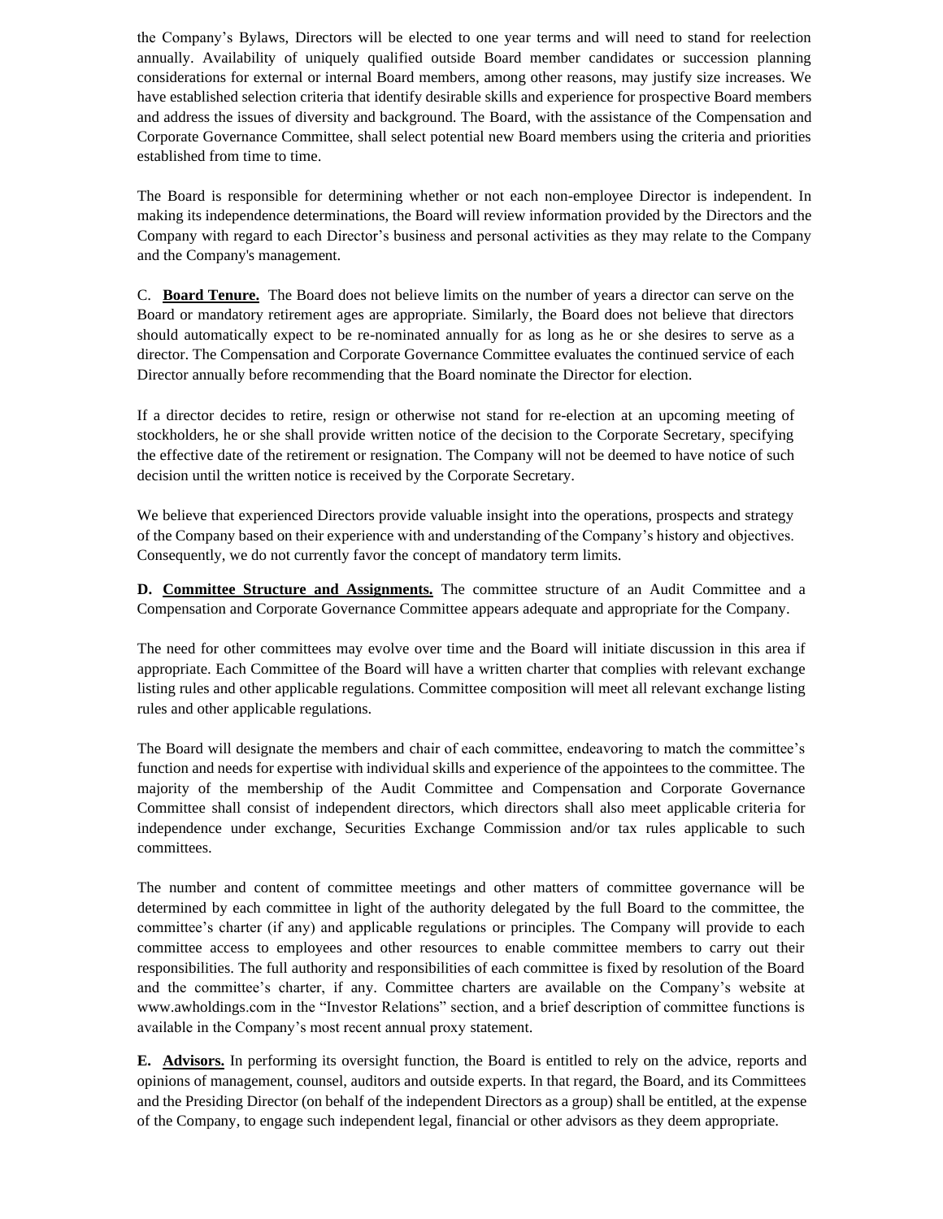the Company's Bylaws, Directors will be elected to one year terms and will need to stand for reelection annually. Availability of uniquely qualified outside Board member candidates or succession planning considerations for external or internal Board members, among other reasons, may justify size increases. We have established selection criteria that identify desirable skills and experience for prospective Board members and address the issues of diversity and background. The Board, with the assistance of the Compensation and Corporate Governance Committee, shall select potential new Board members using the criteria and priorities established from time to time.

The Board is responsible for determining whether or not each non-employee Director is independent. In making its independence determinations, the Board will review information provided by the Directors and the Company with regard to each Director's business and personal activities as they may relate to the Company and the Company's management.

C. **Board Tenure.** The Board does not believe limits on the number of years a director can serve on the Board or mandatory retirement ages are appropriate. Similarly, the Board does not believe that directors should automatically expect to be re-nominated annually for as long as he or she desires to serve as a director. The Compensation and Corporate Governance Committee evaluates the continued service of each Director annually before recommending that the Board nominate the Director for election.

If a director decides to retire, resign or otherwise not stand for re-election at an upcoming meeting of stockholders, he or she shall provide written notice of the decision to the Corporate Secretary, specifying the effective date of the retirement or resignation. The Company will not be deemed to have notice of such decision until the written notice is received by the Corporate Secretary.

We believe that experienced Directors provide valuable insight into the operations, prospects and strategy of the Company based on their experience with and understanding of the Company's history and objectives. Consequently, we do not currently favor the concept of mandatory term limits.

**D. Committee Structure and Assignments.** The committee structure of an Audit Committee and a Compensation and Corporate Governance Committee appears adequate and appropriate for the Company.

The need for other committees may evolve over time and the Board will initiate discussion in this area if appropriate. Each Committee of the Board will have a written charter that complies with relevant exchange listing rules and other applicable regulations. Committee composition will meet all relevant exchange listing rules and other applicable regulations.

The Board will designate the members and chair of each committee, endeavoring to match the committee's function and needs for expertise with individual skills and experience of the appointees to the committee. The majority of the membership of the Audit Committee and Compensation and Corporate Governance Committee shall consist of independent directors, which directors shall also meet applicable criteria for independence under exchange, Securities Exchange Commission and/or tax rules applicable to such committees.

The number and content of committee meetings and other matters of committee governance will be determined by each committee in light of the authority delegated by the full Board to the committee, the committee's charter (if any) and applicable regulations or principles. The Company will provide to each committee access to employees and other resources to enable committee members to carry out their responsibilities. The full authority and responsibilities of each committee is fixed by resolution of the Board and the committee's charter, if any. Committee charters are available on the Company's website at www.awholdings.com in the "Investor Relations" section, and a brief description of committee functions is available in the Company's most recent annual proxy statement.

**E. Advisors.** In performing its oversight function, the Board is entitled to rely on the advice, reports and opinions of management, counsel, auditors and outside experts. In that regard, the Board, and its Committees and the Presiding Director (on behalf of the independent Directors as a group) shall be entitled, at the expense of the Company, to engage such independent legal, financial or other advisors as they deem appropriate.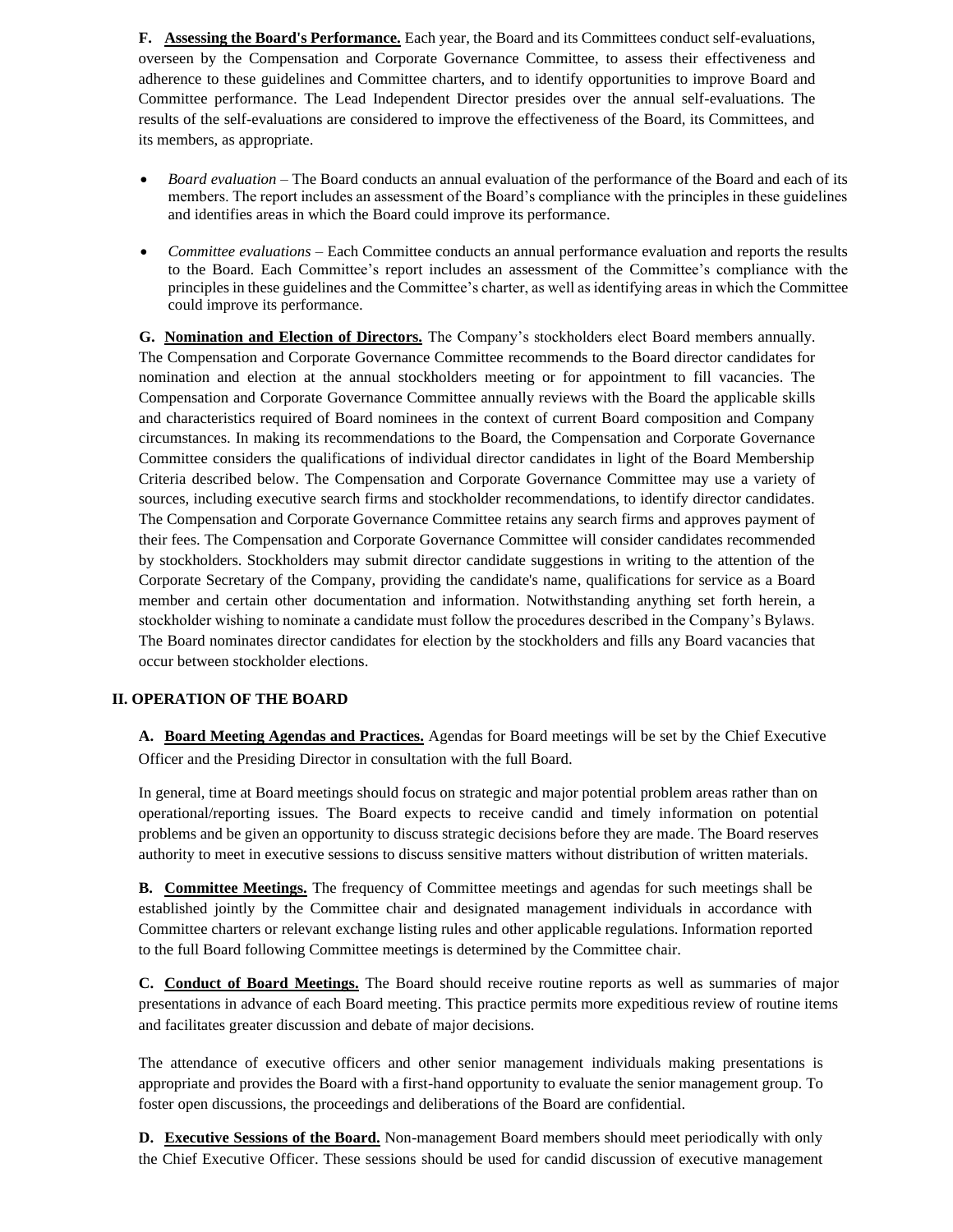**F. Assessing the Board's Performance.** Each year, the Board and its Committees conduct self-evaluations, overseen by the Compensation and Corporate Governance Committee, to assess their effectiveness and adherence to these guidelines and Committee charters, and to identify opportunities to improve Board and Committee performance. The Lead Independent Director presides over the annual self-evaluations. The results of the self-evaluations are considered to improve the effectiveness of the Board, its Committees, and its members, as appropriate.

- *Board evaluation* – The Board conducts an annual evaluation of the performance of the Board and each of its members. The report includes an assessment of the Board's compliance with the principles in these guidelines and identifies areas in which the Board could improve its performance.

- *Committee evaluations* – Each Committee conducts an annual performance evaluation and reports the results to the Board. Each Committee's report includes an assessment of the Committee's compliance with the principles in these guidelines and the Committee's charter, as well as identifying areas in which the Committee could improve its performance.

**G. Nomination and Election of Directors.** The Company's stockholders elect Board members annually. The Compensation and Corporate Governance Committee recommends to the Board director candidates for nomination and election at the annual stockholders meeting or for appointment to fill vacancies. The Compensation and Corporate Governance Committee annually reviews with the Board the applicable skills and characteristics required of Board nominees in the context of current Board composition and Company circumstances. In making its recommendations to the Board, the Compensation and Corporate Governance Committee considers the qualifications of individual director candidates in light of the Board Membership Criteria described below. The Compensation and Corporate Governance Committee may use a variety of sources, including executive search firms and stockholder recommendations, to identify director candidates. The Compensation and Corporate Governance Committee retains any search firms and approves payment of their fees. The Compensation and Corporate Governance Committee will consider candidates recommended by stockholders. Stockholders may submit director candidate suggestions in writing to the attention of the Corporate Secretary of the Company, providing the candidate's name, qualifications for service as a Board member and certain other documentation and information. Notwithstanding anything set forth herein, a stockholder wishing to nominate a candidate must follow the procedures described in the Company's Bylaws. The Board nominates director candidates for election by the stockholders and fills any Board vacancies that occur between stockholder elections.

## II. OPERATION OF THE BOARD

**A. Board Meeting Agendas and Practices.** Agendas for Board meetings will be set by the Chief Executive Officer and the Presiding Director in consultation with the full Board.

In general, time at Board meetings should focus on strategic and major potential problem areas rather than on operational/reporting issues. The Board expects to receive candid and timely information on potential problems and be given an opportunity to discuss strategic decisions before they are made. The Board reserves authority to meet in executive sessions to discuss sensitive matters without distribution of written materials.

**B. Committee Meetings.** The frequency of Committee meetings and agendas for such meetings shall be established jointly by the Committee chair and designated management individuals in accordance with Committee charters or relevant exchange listing rules and other applicable regulations. Information reported to the full Board following Committee meetings is determined by the Committee chair.

**C. Conduct of Board Meetings.** The Board should receive routine reports as well as summaries of major presentations in advance of each Board meeting. This practice permits more expeditious review of routine items and facilitates greater discussion and debate of major decisions.

The attendance of executive officers and other senior management individuals making presentations is appropriate and provides the Board with a first-hand opportunity to evaluate the senior management group. To foster open discussions, the proceedings and deliberations of the Board are confidential.

**D. Executive Sessions of the Board.** Non-management Board members should meet periodically with only the Chief Executive Officer. These sessions should be used for candid discussion of executive management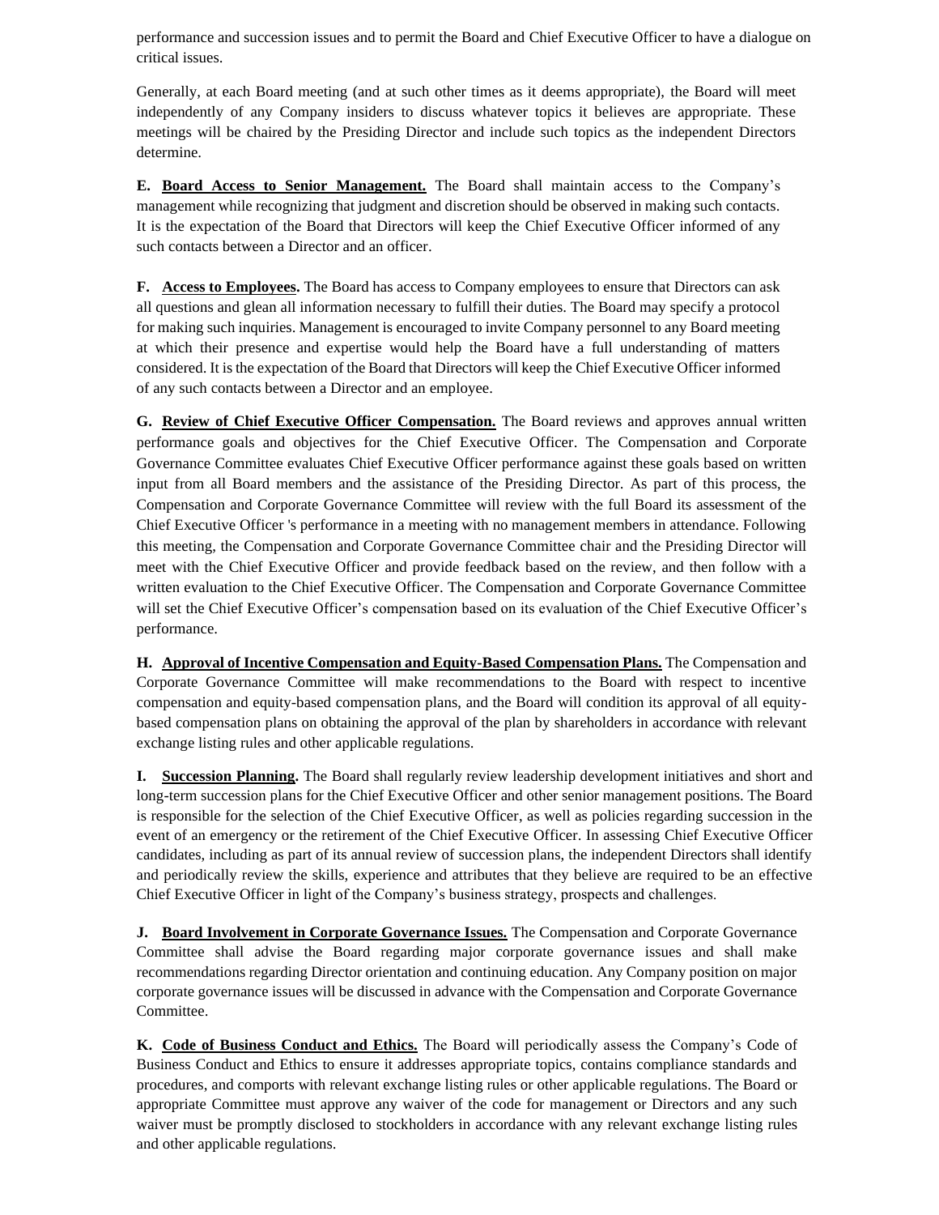performance and succession issues and to permit the Board and Chief Executive Officer to have a dialogue on critical issues.

Generally, at each Board meeting (and at such other times as it deems appropriate), the Board will meet independently of any Company insiders to discuss whatever topics it believes are appropriate. These meetings will be chaired by the Presiding Director and include such topics as the independent Directors determine.

**E. Board Access to Senior Management.** The Board shall maintain access to the Company's management while recognizing that judgment and discretion should be observed in making such contacts. It is the expectation of the Board that Directors will keep the Chief Executive Officer informed of any such contacts between a Director and an officer.

**F. Access to Employees.** The Board has access to Company employees to ensure that Directors can ask all questions and glean all information necessary to fulfill their duties. The Board may specify a protocol for making such inquiries. Management is encouraged to invite Company personnel to any Board meeting at which their presence and expertise would help the Board have a full understanding of matters considered. It is the expectation of the Board that Directors will keep the Chief Executive Officer informed of any such contacts between a Director and an employee.

**G. Review of Chief Executive Officer Compensation.** The Board reviews and approves annual written performance goals and objectives for the Chief Executive Officer. The Compensation and Corporate Governance Committee evaluates Chief Executive Officer performance against these goals based on written input from all Board members and the assistance of the Presiding Director. As part of this process, the Compensation and Corporate Governance Committee will review with the full Board its assessment of the Chief Executive Officer 's performance in a meeting with no management members in attendance. Following this meeting, the Compensation and Corporate Governance Committee chair and the Presiding Director will meet with the Chief Executive Officer and provide feedback based on the review, and then follow with a written evaluation to the Chief Executive Officer. The Compensation and Corporate Governance Committee will set the Chief Executive Officer's compensation based on its evaluation of the Chief Executive Officer's performance.

**H. Approval of Incentive Compensation and Equity-Based Compensation Plans.** The Compensation and Corporate Governance Committee will make recommendations to the Board with respect to incentive compensation and equity-based compensation plans, and the Board will condition its approval of all equity-based compensation plans on obtaining the approval of the plan by shareholders in accordance with relevant exchange listing rules and other applicable regulations.

**I. Succession Planning.** The Board shall regularly review leadership development initiatives and short and long-term succession plans for the Chief Executive Officer and other senior management positions. The Board is responsible for the selection of the Chief Executive Officer, as well as policies regarding succession in the event of an emergency or the retirement of the Chief Executive Officer. In assessing Chief Executive Officer candidates, including as part of its annual review of succession plans, the independent Directors shall identify and periodically review the skills, experience and attributes that they believe are required to be an effective Chief Executive Officer in light of the Company's business strategy, prospects and challenges.

**J. Board Involvement in Corporate Governance Issues.** The Compensation and Corporate Governance Committee shall advise the Board regarding major corporate governance issues and shall make recommendations regarding Director orientation and continuing education. Any Company position on major corporate governance issues will be discussed in advance with the Compensation and Corporate Governance Committee.

**K. Code of Business Conduct and Ethics.** The Board will periodically assess the Company's Code of Business Conduct and Ethics to ensure it addresses appropriate topics, contains compliance standards and procedures, and comports with relevant exchange listing rules or other applicable regulations. The Board or appropriate Committee must approve any waiver of the code for management or Directors and any such waiver must be promptly disclosed to stockholders in accordance with any relevant exchange listing rules and other applicable regulations.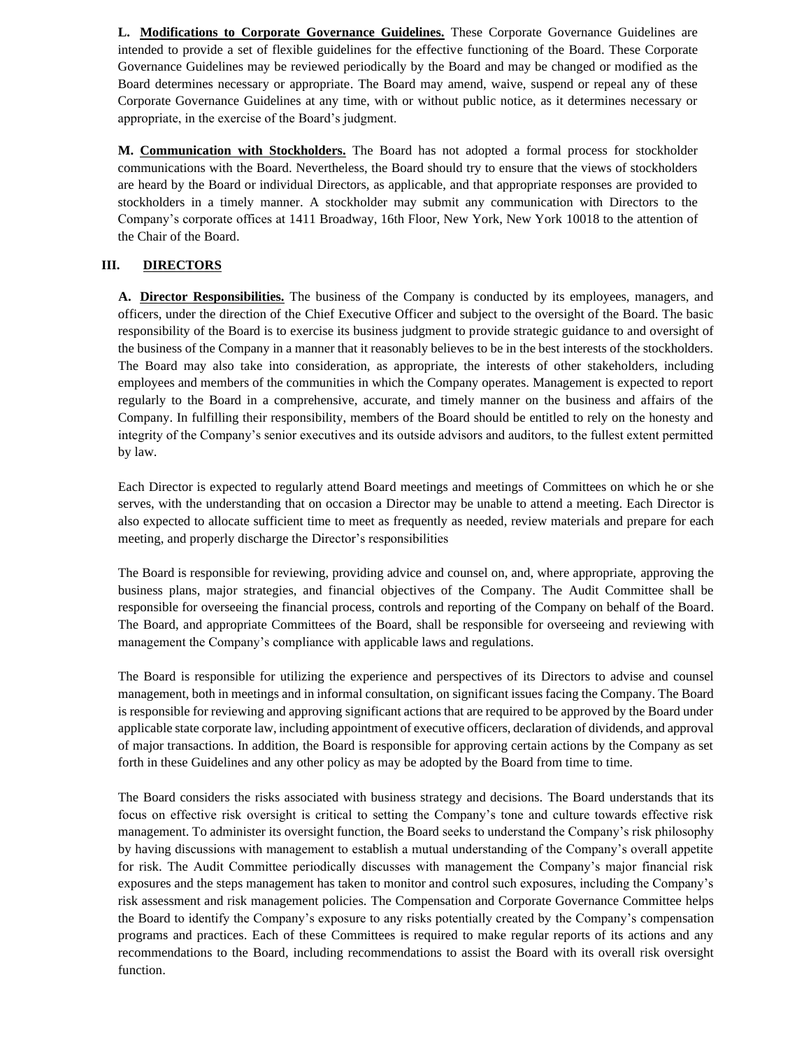**L. Modifications to Corporate Governance Guidelines.** These Corporate Governance Guidelines are intended to provide a set of flexible guidelines for the effective functioning of the Board. These Corporate Governance Guidelines may be reviewed periodically by the Board and may be changed or modified as the Board determines necessary or appropriate. The Board may amend, waive, suspend or repeal any of these Corporate Governance Guidelines at any time, with or without public notice, as it determines necessary or appropriate, in the exercise of the Board's judgment.

**M. Communication with Stockholders.** The Board has not adopted a formal process for stockholder communications with the Board. Nevertheless, the Board should try to ensure that the views of stockholders are heard by the Board or individual Directors, as applicable, and that appropriate responses are provided to stockholders in a timely manner. A stockholder may submit any communication with Directors to the Company's corporate offices at 1411 Broadway, 16th Floor, New York, New York 10018 to the attention of the Chair of the Board.

## III. DIRECTORS

**A. Director Responsibilities.** The business of the Company is conducted by its employees, managers, and officers, under the direction of the Chief Executive Officer and subject to the oversight of the Board. The basic responsibility of the Board is to exercise its business judgment to provide strategic guidance to and oversight of the business of the Company in a manner that it reasonably believes to be in the best interests of the stockholders. The Board may also take into consideration, as appropriate, the interests of other stakeholders, including employees and members of the communities in which the Company operates. Management is expected to report regularly to the Board in a comprehensive, accurate, and timely manner on the business and affairs of the Company. In fulfilling their responsibility, members of the Board should be entitled to rely on the honesty and integrity of the Company's senior executives and its outside advisors and auditors, to the fullest extent permitted by law.

Each Director is expected to regularly attend Board meetings and meetings of Committees on which he or she serves, with the understanding that on occasion a Director may be unable to attend a meeting. Each Director is also expected to allocate sufficient time to meet as frequently as needed, review materials and prepare for each meeting, and properly discharge the Director's responsibilities

The Board is responsible for reviewing, providing advice and counsel on, and, where appropriate, approving the business plans, major strategies, and financial objectives of the Company. The Audit Committee shall be responsible for overseeing the financial process, controls and reporting of the Company on behalf of the Board. The Board, and appropriate Committees of the Board, shall be responsible for overseeing and reviewing with management the Company's compliance with applicable laws and regulations.

The Board is responsible for utilizing the experience and perspectives of its Directors to advise and counsel management, both in meetings and in informal consultation, on significant issues facing the Company. The Board is responsible for reviewing and approving significant actions that are required to be approved by the Board under applicable state corporate law, including appointment of executive officers, declaration of dividends, and approval of major transactions. In addition, the Board is responsible for approving certain actions by the Company as set forth in these Guidelines and any other policy as may be adopted by the Board from time to time.

The Board considers the risks associated with business strategy and decisions. The Board understands that its focus on effective risk oversight is critical to setting the Company's tone and culture towards effective risk management. To administer its oversight function, the Board seeks to understand the Company's risk philosophy by having discussions with management to establish a mutual understanding of the Company's overall appetite for risk. The Audit Committee periodically discusses with management the Company's major financial risk exposures and the steps management has taken to monitor and control such exposures, including the Company's risk assessment and risk management policies. The Compensation and Corporate Governance Committee helps the Board to identify the Company's exposure to any risks potentially created by the Company's compensation programs and practices. Each of these Committees is required to make regular reports of its actions and any recommendations to the Board, including recommendations to assist the Board with its overall risk oversight function.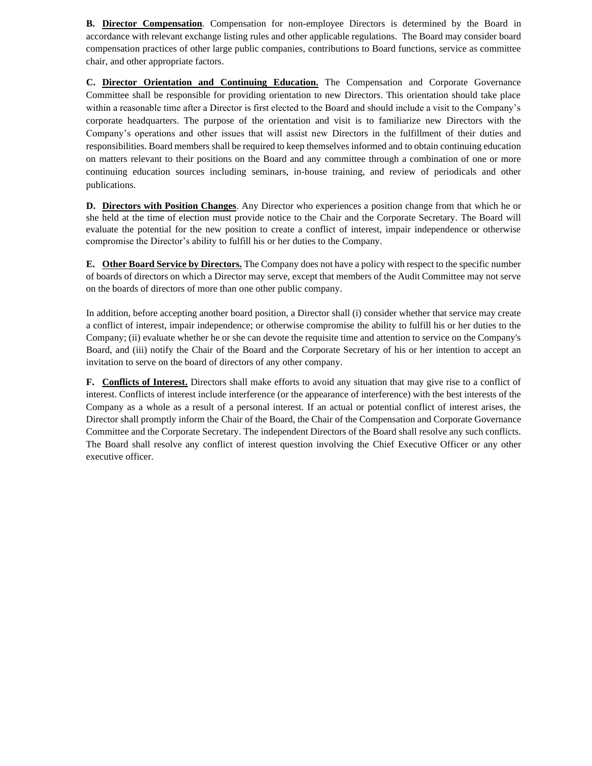**B. <u>Director Compensation</u>**. Compensation for non-employee Directors is determined by the Board in accordance with relevant exchange listing rules and other applicable regulations. The Board may consider board compensation practices of other large public companies, contributions to Board functions, service as committee chair, and other appropriate factors.

**C. <u>Director Orientation and Continuing Education.</u>** The Compensation and Corporate Governance Committee shall be responsible for providing orientation to new Directors. This orientation should take place within a reasonable time after a Director is first elected to the Board and should include a visit to the Company's corporate headquarters. The purpose of the orientation and visit is to familiarize new Directors with the Company's operations and other issues that will assist new Directors in the fulfillment of their duties and responsibilities. Board members shall be required to keep themselves informed and to obtain continuing education on matters relevant to their positions on the Board and any committee through a combination of one or more continuing education sources including seminars, in-house training, and review of periodicals and other publications.

**D. <u>Directors with Position Changes</u>**. Any Director who experiences a position change from that which he or she held at the time of election must provide notice to the Chair and the Corporate Secretary. The Board will evaluate the potential for the new position to create a conflict of interest, impair independence or otherwise compromise the Director's ability to fulfill his or her duties to the Company.

**E. <u>Other Board Service by Directors.</u>** The Company does not have a policy with respect to the specific number of boards of directors on which a Director may serve, except that members of the Audit Committee may not serve on the boards of directors of more than one other public company.

In addition, before accepting another board position, a Director shall (i) consider whether that service may create a conflict of interest, impair independence; or otherwise compromise the ability to fulfill his or her duties to the Company; (ii) evaluate whether he or she can devote the requisite time and attention to service on the Company's Board, and (iii) notify the Chair of the Board and the Corporate Secretary of his or her intention to accept an invitation to serve on the board of directors of any other company.

**F. <u>Conflicts of Interest.</u>** Directors shall make efforts to avoid any situation that may give rise to a conflict of interest. Conflicts of interest include interference (or the appearance of interference) with the best interests of the Company as a whole as a result of a personal interest. If an actual or potential conflict of interest arises, the Director shall promptly inform the Chair of the Board, the Chair of the Compensation and Corporate Governance Committee and the Corporate Secretary. The independent Directors of the Board shall resolve any such conflicts. The Board shall resolve any conflict of interest question involving the Chief Executive Officer or any other executive officer.